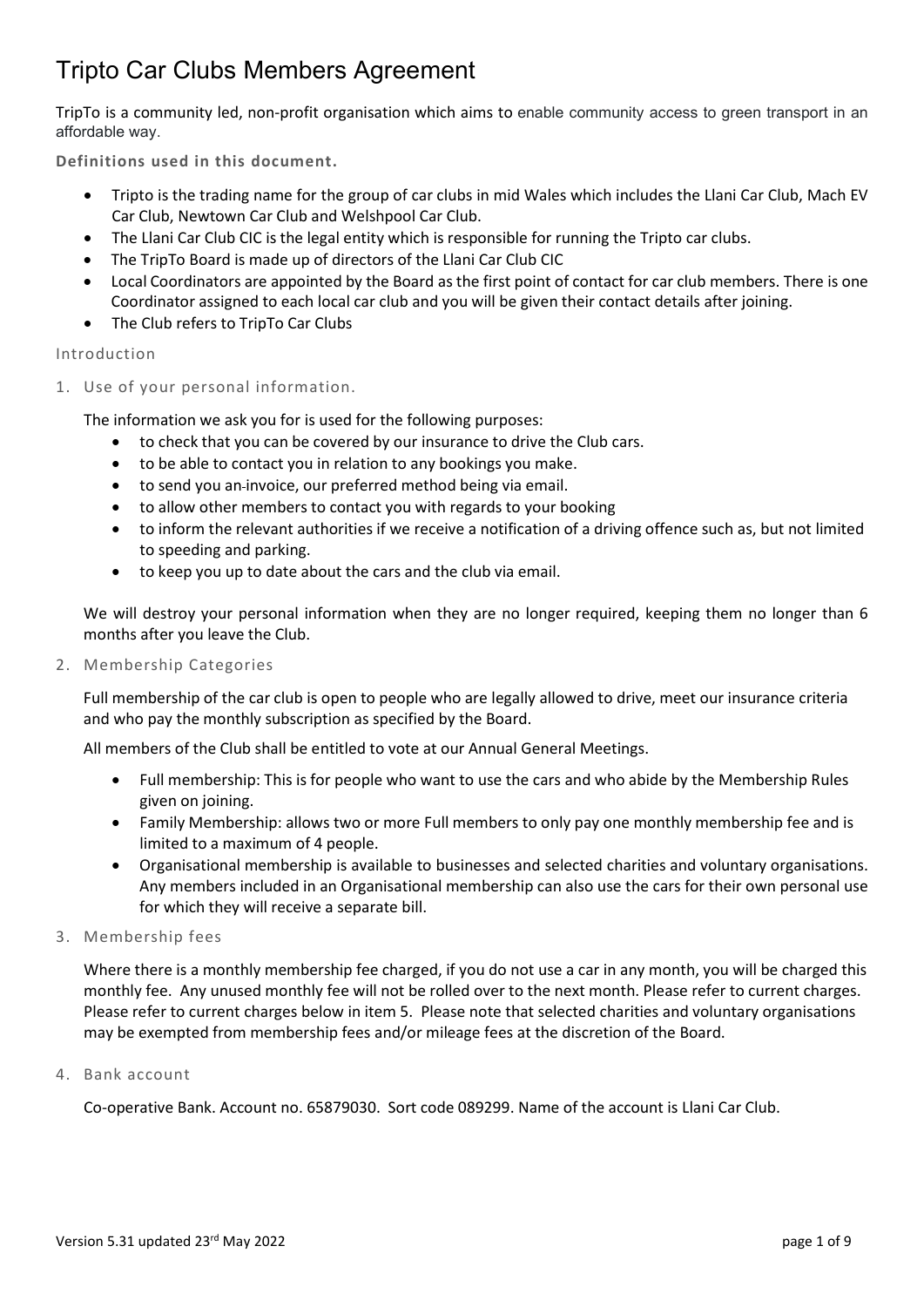# Tripto Car Clubs Members Agreement

TripTo is a community led, non-profit organisation which aims to enable community access to green transport in an affordable way.

**Definitions used in this document.**

- Tripto is the trading name for the group of car clubs in mid Wales which includes the Llani Car Club, Mach EV Car Club, Newtown Car Club and Welshpool Car Club.
- The Llani Car Club CIC is the legal entity which is responsible for running the Tripto car clubs.
- The TripTo Board is made up of directors of the Llani Car Club CIC
- Local Coordinators are appointed by the Board as the first point of contact for car club members. There is one Coordinator assigned to each local car club and you will be given their contact details after joining.
- The Club refers to TripTo Car Clubs

## Introduction

### 1. Use of your personal information.

The information we ask you for is used for the following purposes:

- to check that you can be covered by our insurance to drive the Club cars.
- to be able to contact you in relation to any bookings you make.
- to send you an invoice, our preferred method being via email.
- to allow other members to contact you with regards to your booking
- to inform the relevant authorities if we receive a notification of a driving offence such as, but not limited to speeding and parking.
- to keep you up to date about the cars and the club via email.

We will destroy your personal information when they are no longer required, keeping them no longer than 6 months after you leave the Club.

### 2. Membership Categories

Full membership of the car club is open to people who are legally allowed to drive, meet our insurance criteria and who pay the monthly subscription as specified by the Board.

All members of the Club shall be entitled to vote at our Annual General Meetings.

- Full membership: This is for people who want to use the cars and who abide by the Membership Rules given on joining.
- Family Membership: allows two or more Full members to only pay one monthly membership fee and is limited to a maximum of 4 people.
- Organisational membership is available to businesses and selected charities and voluntary organisations. Any members included in an Organisational membership can also use the cars for their own personal use for which they will receive a separate bill.

### 3. Membership fees

Where there is a monthly membership fee charged, if you do not use a car in any month, you will be charged this monthly fee. Any unused monthly fee will not be rolled over to the next month. Please refer to current charges. Please refer to current charges below in item 5. Please note that selected charities and voluntary organisations may be exempted from membership fees and/or mileage fees at the discretion of the Board.

### 4. Bank account

Co-operative Bank. Account no. 65879030. Sort code 089299. Name of the account is Llani Car Club.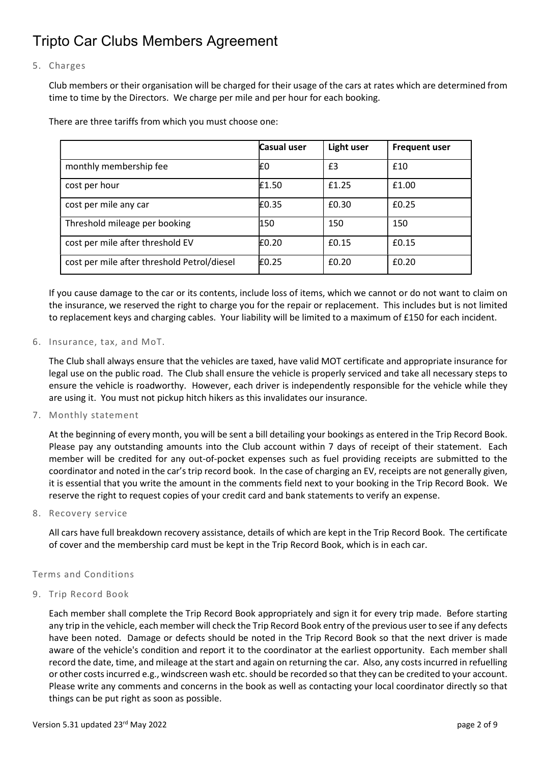# Tripto Car Clubs Members Agreement

## 5. Charges

Club members or their organisation will be charged for their usage of the cars at rates which are determined from time to time by the Directors. We charge per mile and per hour for each booking.

There are three tariffs from which you must choose one:

| | Casual user | Light user | Frequent user |
|---|---|---|---|
| monthly membership fee | £0 | £3 | £10 |
| cost per hour | £1.50 | £1.25 | £1.00 |
| cost per mile any car | £0.35 | £0.30 | £0.25 |
| Threshold mileage per booking | 150 | 150 | 150 |
| cost per mile after threshold EV | £0.20 | £0.15 | £0.15 |
| cost per mile after threshold Petrol/diesel | £0.25 | £0.20 | £0.20 |

If you cause damage to the car or its contents, include loss of items, which we cannot or do not want to claim on the insurance, we reserved the right to charge you for the repair or replacement. This includes but is not limited to replacement keys and charging cables. Your liability will be limited to a maximum of £150 for each incident.

## 6. Insurance, tax, and MoT.

The Club shall always ensure that the vehicles are taxed, have valid MOT certificate and appropriate insurance for legal use on the public road. The Club shall ensure the vehicle is properly serviced and take all necessary steps to ensure the vehicle is roadworthy. However, each driver is independently responsible for the vehicle while they are using it. You must not pickup hitch hikers as this invalidates our insurance.

## 7. Monthly statement

At the beginning of every month, you will be sent a bill detailing your bookings as entered in the Trip Record Book. Please pay any outstanding amounts into the Club account within 7 days of receipt of their statement. Each member will be credited for any out-of-pocket expenses such as fuel providing receipts are submitted to the coordinator and noted in the car's trip record book. In the case of charging an EV, receipts are not generally given, it is essential that you write the amount in the comments field next to your booking in the Trip Record Book. We reserve the right to request copies of your credit card and bank statements to verify an expense.

## 8. Recovery service

All cars have full breakdown recovery assistance, details of which are kept in the Trip Record Book. The certificate of cover and the membership card must be kept in the Trip Record Book, which is in each car.

# Terms and Conditions

## 9. Trip Record Book

Each member shall complete the Trip Record Book appropriately and sign it for every trip made. Before starting any trip in the vehicle, each member will check the Trip Record Book entry of the previous user to see if any defects have been noted. Damage or defects should be noted in the Trip Record Book so that the next driver is made aware of the vehicle's condition and report it to the coordinator at the earliest opportunity. Each member shall record the date, time, and mileage at the start and again on returning the car. Also, any costs incurred in refuelling or other costs incurred e.g., windscreen wash etc. should be recorded so that they can be credited to your account. Please write any comments and concerns in the book as well as contacting your local coordinator directly so that things can be put right as soon as possible.

Version 5.31 updated 23rd May 2022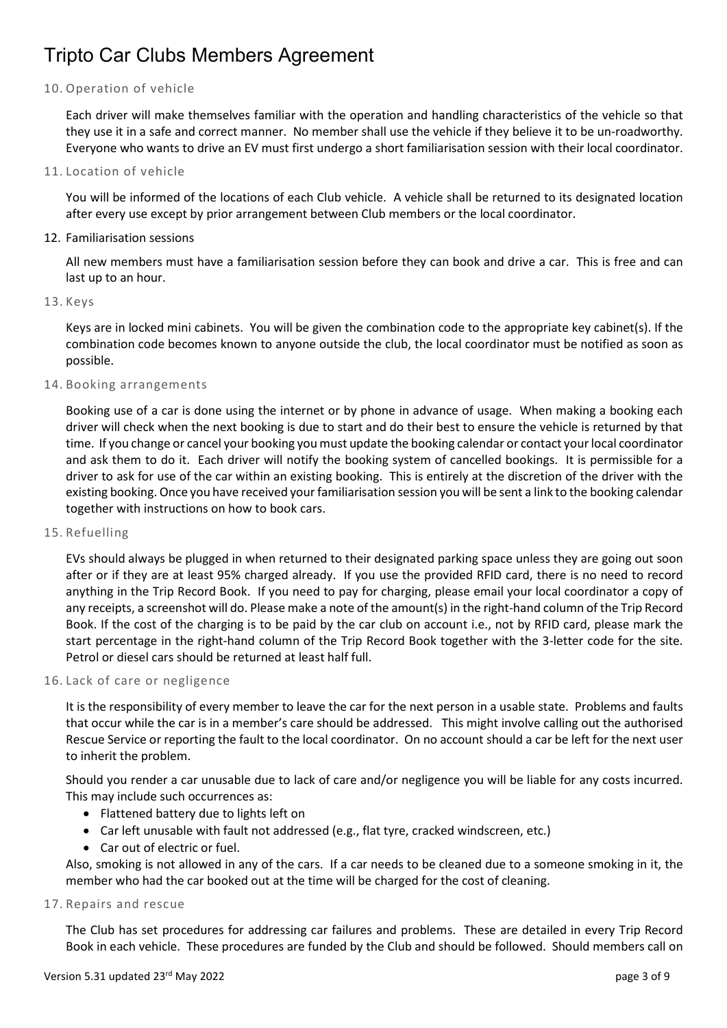# Tripto Car Clubs Members Agreement

## 10. Operation of vehicle

Each driver will make themselves familiar with the operation and handling characteristics of the vehicle so that they use it in a safe and correct manner. No member shall use the vehicle if they believe it to be un-roadworthy. Everyone who wants to drive an EV must first undergo a short familiarisation session with their local coordinator.

## 11. Location of vehicle

You will be informed of the locations of each Club vehicle. A vehicle shall be returned to its designated location after every use except by prior arrangement between Club members or the local coordinator.

## 12. Familiarisation sessions

All new members must have a familiarisation session before they can book and drive a car. This is free and can last up to an hour.

## 13. Keys

Keys are in locked mini cabinets. You will be given the combination code to the appropriate key cabinet(s). If the combination code becomes known to anyone outside the club, the local coordinator must be notified as soon as possible.

## 14. Booking arrangements

Booking use of a car is done using the internet or by phone in advance of usage. When making a booking each driver will check when the next booking is due to start and do their best to ensure the vehicle is returned by that time. If you change or cancel your booking you must update the booking calendar or contact your local coordinator and ask them to do it. Each driver will notify the booking system of cancelled bookings. It is permissible for a driver to ask for use of the car within an existing booking. This is entirely at the discretion of the driver with the existing booking. Once you have received your familiarisation session you will be sent a link to the booking calendar together with instructions on how to book cars.

## 15. Refuelling

EVs should always be plugged in when returned to their designated parking space unless they are going out soon after or if they are at least 95% charged already. If you use the provided RFID card, there is no need to record anything in the Trip Record Book. If you need to pay for charging, please email your local coordinator a copy of any receipts, a screenshot will do. Please make a note of the amount(s) in the right-hand column of the Trip Record Book. If the cost of the charging is to be paid by the car club on account i.e., not by RFID card, please mark the start percentage in the right-hand column of the Trip Record Book together with the 3-letter code for the site. Petrol or diesel cars should be returned at least half full.

## 16. Lack of care or negligence

It is the responsibility of every member to leave the car for the next person in a usable state. Problems and faults that occur while the car is in a member's care should be addressed. This might involve calling out the authorised Rescue Service or reporting the fault to the local coordinator. On no account should a car be left for the next user to inherit the problem.

Should you render a car unusable due to lack of care and/or negligence you will be liable for any costs incurred. This may include such occurrences as:

- Flattened battery due to lights left on
- Car left unusable with fault not addressed (e.g., flat tyre, cracked windscreen, etc.)
- Car out of electric or fuel.

Also, smoking is not allowed in any of the cars. If a car needs to be cleaned due to a someone smoking in it, the member who had the car booked out at the time will be charged for the cost of cleaning.

## 17. Repairs and rescue

The Club has set procedures for addressing car failures and problems. These are detailed in every Trip Record Book in each vehicle. These procedures are funded by the Club and should be followed. Should members call on

Version 5.31 updated 23rd May 2022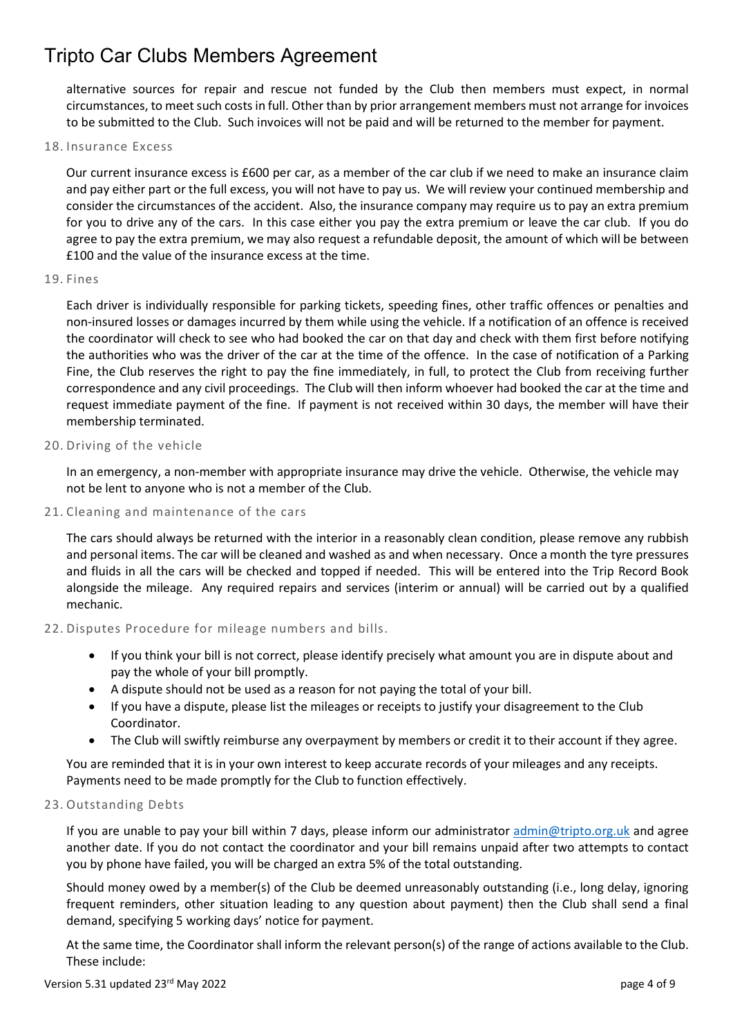alternative sources for repair and rescue not funded by the Club then members must expect, in normal circumstances, to meet such costs in full. Other than by prior arrangement members must not arrange for invoices to be submitted to the Club. Such invoices will not be paid and will be returned to the member for payment.

## 18. Insurance Excess

Our current insurance excess is £600 per car, as a member of the car club if we need to make an insurance claim and pay either part or the full excess, you will not have to pay us. We will review your continued membership and consider the circumstances of the accident. Also, the insurance company may require us to pay an extra premium for you to drive any of the cars. In this case either you pay the extra premium or leave the car club. If you do agree to pay the extra premium, we may also request a refundable deposit, the amount of which will be between £100 and the value of the insurance excess at the time.

## 19. Fines

Each driver is individually responsible for parking tickets, speeding fines, other traffic offences or penalties and non-insured losses or damages incurred by them while using the vehicle. If a notification of an offence is received the coordinator will check to see who had booked the car on that day and check with them first before notifying the authorities who was the driver of the car at the time of the offence. In the case of notification of a Parking Fine, the Club reserves the right to pay the fine immediately, in full, to protect the Club from receiving further correspondence and any civil proceedings. The Club will then inform whoever had booked the car at the time and request immediate payment of the fine. If payment is not received within 30 days, the member will have their membership terminated.

## 20. Driving of the vehicle

In an emergency, a non-member with appropriate insurance may drive the vehicle. Otherwise, the vehicle may not be lent to anyone who is not a member of the Club.

## 21. Cleaning and maintenance of the cars

The cars should always be returned with the interior in a reasonably clean condition, please remove any rubbish and personal items. The car will be cleaned and washed as and when necessary. Once a month the tyre pressures and fluids in all the cars will be checked and topped if needed. This will be entered into the Trip Record Book alongside the mileage. Any required repairs and services (interim or annual) will be carried out by a qualified mechanic.

## 22. Disputes Procedure for mileage numbers and bills.

- If you think your bill is not correct, please identify precisely what amount you are in dispute about and pay the whole of your bill promptly.
- A dispute should not be used as a reason for not paying the total of your bill.
- If you have a dispute, please list the mileages or receipts to justify your disagreement to the Club Coordinator.
- The Club will swiftly reimburse any overpayment by members or credit it to their account if they agree.

You are reminded that it is in your own interest to keep accurate records of your mileages and any receipts. Payments need to be made promptly for the Club to function effectively.

## 23. Outstanding Debts

If you are unable to pay your bill within 7 days, please inform our administrator admin@tripto.org.uk and agree another date. If you do not contact the coordinator and your bill remains unpaid after two attempts to contact you by phone have failed, you will be charged an extra 5% of the total outstanding.

Should money owed by a member(s) of the Club be deemed unreasonably outstanding (i.e., long delay, ignoring frequent reminders, other situation leading to any question about payment) then the Club shall send a final demand, specifying 5 working days' notice for payment.

At the same time, the Coordinator shall inform the relevant person(s) of the range of actions available to the Club. These include: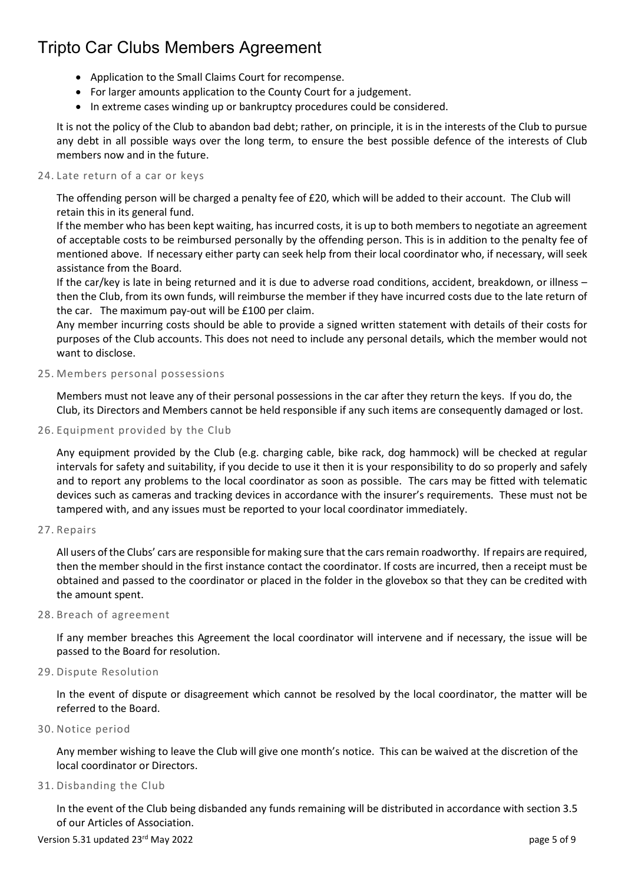- Application to the Small Claims Court for recompense.
- For larger amounts application to the County Court for a judgement.
- In extreme cases winding up or bankruptcy procedures could be considered.

It is not the policy of the Club to abandon bad debt; rather, on principle, it is in the interests of the Club to pursue any debt in all possible ways over the long term, to ensure the best possible defence of the interests of Club members now and in the future.

### 24. Late return of a car or keys

The offending person will be charged a penalty fee of £20, which will be added to their account. The Club will retain this in its general fund.

If the member who has been kept waiting, has incurred costs, it is up to both members to negotiate an agreement of acceptable costs to be reimbursed personally by the offending person. This is in addition to the penalty fee of mentioned above. If necessary either party can seek help from their local coordinator who, if necessary, will seek assistance from the Board.

If the car/key is late in being returned and it is due to adverse road conditions, accident, breakdown, or illness – then the Club, from its own funds, will reimburse the member if they have incurred costs due to the late return of the car. The maximum pay-out will be £100 per claim.

Any member incurring costs should be able to provide a signed written statement with details of their costs for purposes of the Club accounts. This does not need to include any personal details, which the member would not want to disclose.

### 25. Members personal possessions

Members must not leave any of their personal possessions in the car after they return the keys. If you do, the Club, its Directors and Members cannot be held responsible if any such items are consequently damaged or lost.

### 26. Equipment provided by the Club

Any equipment provided by the Club (e.g. charging cable, bike rack, dog hammock) will be checked at regular intervals for safety and suitability, if you decide to use it then it is your responsibility to do so properly and safely and to report any problems to the local coordinator as soon as possible. The cars may be fitted with telematic devices such as cameras and tracking devices in accordance with the insurer's requirements. These must not be tampered with, and any issues must be reported to your local coordinator immediately.

### 27. Repairs

All users of the Clubs' cars are responsible for making sure that the cars remain roadworthy. If repairs are required, then the member should in the first instance contact the coordinator. If costs are incurred, then a receipt must be obtained and passed to the coordinator or placed in the folder in the glovebox so that they can be credited with the amount spent.

### 28. Breach of agreement

If any member breaches this Agreement the local coordinator will intervene and if necessary, the issue will be passed to the Board for resolution.

### 29. Dispute Resolution

In the event of dispute or disagreement which cannot be resolved by the local coordinator, the matter will be referred to the Board.

### 30. Notice period

Any member wishing to leave the Club will give one month's notice. This can be waived at the discretion of the local coordinator or Directors.

### 31. Disbanding the Club

In the event of the Club being disbanded any funds remaining will be distributed in accordance with section 3.5 of our Articles of Association.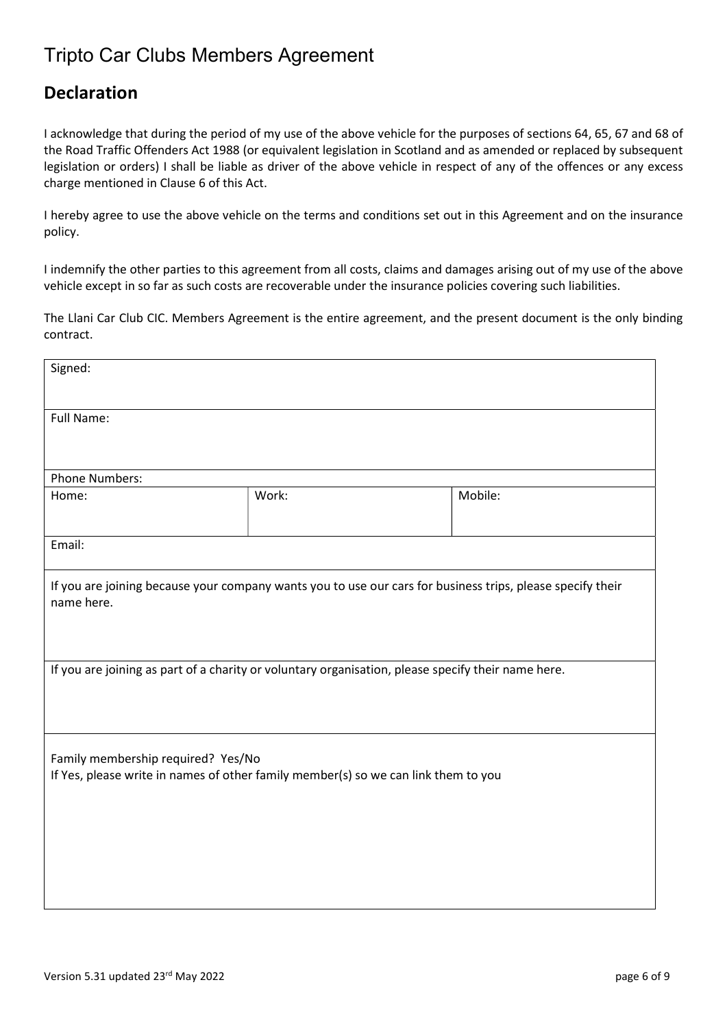# Tripto Car Clubs Members Agreement

## Declaration

I acknowledge that during the period of my use of the above vehicle for the purposes of sections 64, 65, 67 and 68 of the Road Traffic Offenders Act 1988 (or equivalent legislation in Scotland and as amended or replaced by subsequent legislation or orders) I shall be liable as driver of the above vehicle in respect of any of the offences or any excess charge mentioned in Clause 6 of this Act.

I hereby agree to use the above vehicle on the terms and conditions set out in this Agreement and on the insurance policy.

I indemnify the other parties to this agreement from all costs, claims and damages arising out of my use of the above vehicle except in so far as such costs are recoverable under the insurance policies covering such liabilities.

The Llani Car Club CIC. Members Agreement is the entire agreement, and the present document is the only binding contract.

| Signed: | | |
|---|---|---|
| Full Name: | | |
| Phone Numbers: | | |
| Home: | Work: | Mobile: |
| Email: | | |
| If you are joining because your company wants you to use our cars for business trips, please specify their name here. | | |
| If you are joining as part of a charity or voluntary organisation, please specify their name here. | | |
| Family membership required? Yes/No<br>If Yes, please write in names of other family member(s) so we can link them to you | | |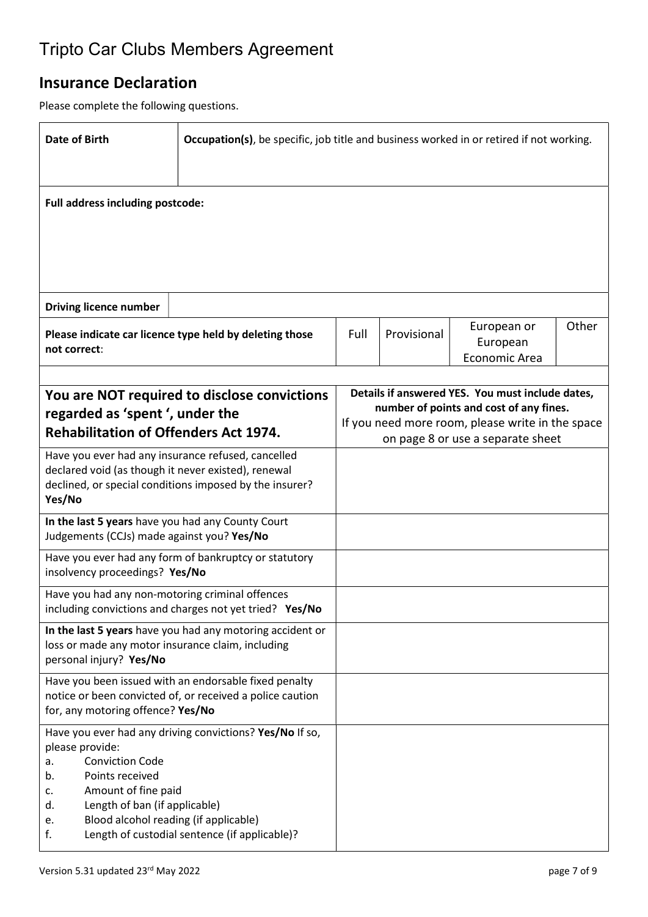# Tripto Car Clubs Members Agreement

## Insurance Declaration

Please complete the following questions.

| **Date of Birth** | **Occupation(s)**, be specific, job title and business worked in or retired if not working. |
|---|---|
| | |

| **Full address including postcode:** |
|---|
| |

| **Driving licence number** | |
|---|---|

| **Please indicate car licence type held by deleting those not correct**: | Full | Provisional | European or European Economic Area | Other |
|---|---|---|---|---|

| **You are NOT required to disclose convictions regarded as 'spent ', under the Rehabilitation of Offenders Act 1974.** | **Details if answered YES. You must include dates, number of points and cost of any fines.** If you need more room, please write in the space on page 8 or use a separate sheet |
|---|---|
| Have you ever had any insurance refused, cancelled declared void (as though it never existed), renewal declined, or special conditions imposed by the insurer? **Yes/No** | |
| **In the last 5 years** have you had any County Court Judgements (CCJs) made against you? **Yes/No** | |
| Have you ever had any form of bankruptcy or statutory insolvency proceedings? **Yes/No** | |
| Have you had any non-motoring criminal offences including convictions and charges not yet tried? **Yes/No** | |
| **In the last 5 years** have you had any motoring accident or loss or made any motor insurance claim, including personal injury? **Yes/No** | |
| Have you been issued with an endorsable fixed penalty notice or been convicted of, or received a police caution for, any motoring offence? **Yes/No** | |
| Have you ever had any driving convictions? **Yes/No** If so, please provide:<br>a. Conviction Code<br>b. Points received<br>c. Amount of fine paid<br>d. Length of ban (if applicable)<br>e. Blood alcohol reading (if applicable)<br>f. Length of custodial sentence (if applicable)? | |

Version 5.31 updated 23rd May 2022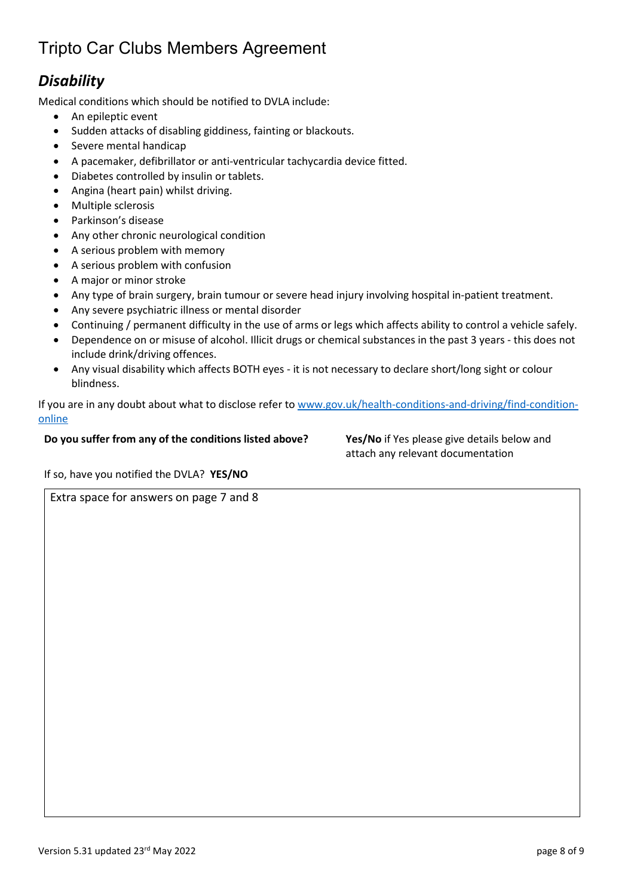# Tripto Car Clubs Members Agreement

## *Disability*

Medical conditions which should be notified to DVLA include:

- An epileptic event
- Sudden attacks of disabling giddiness, fainting or blackouts.
- Severe mental handicap
- A pacemaker, defibrillator or anti-ventricular tachycardia device fitted.
- Diabetes controlled by insulin or tablets.
- Angina (heart pain) whilst driving.
- Multiple sclerosis
- Parkinson's disease
- Any other chronic neurological condition
- A serious problem with memory
- A serious problem with confusion
- A major or minor stroke
- Any type of brain surgery, brain tumour or severe head injury involving hospital in-patient treatment.
- Any severe psychiatric illness or mental disorder
- Continuing / permanent difficulty in the use of arms or legs which affects ability to control a vehicle safely.
- Dependence on or misuse of alcohol. Illicit drugs or chemical substances in the past 3 years - this does not include drink/driving offences.
- Any visual disability which affects BOTH eyes - it is not necessary to declare short/long sight or colour blindness.

If you are in any doubt about what to disclose refer to [www.gov.uk/health-conditions-and-driving/find-condition-online](www.gov.uk/health-conditions-and-driving/find-condition-online)

**Do you suffer from any of the conditions listed above?** **Yes/No** if Yes please give details below and attach any relevant documentation

If so, have you notified the DVLA? **YES/NO**

| Extra space for answers on page 7 and 8 |
|---|
| |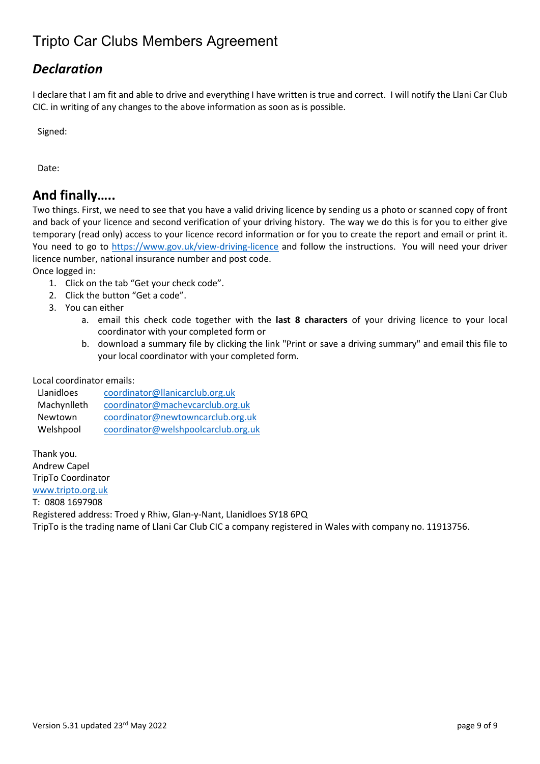# Tripto Car Clubs Members Agreement

## *Declaration*

I declare that I am fit and able to drive and everything I have written is true and correct. I will notify the Llani Car Club CIC. in writing of any changes to the above information as soon as is possible.

Signed:

Date:

## And finally.....

Two things. First, we need to see that you have a valid driving licence by sending us a photo or scanned copy of front and back of your licence and second verification of your driving history. The way we do this is for you to either give temporary (read only) access to your licence record information or for you to create the report and email or print it. You need to go to https://www.gov.uk/view-driving-licence and follow the instructions. You will need your driver licence number, national insurance number and post code.

Once logged in:

1. Click on the tab "Get your check code".
2. Click the button "Get a code".
3. You can either
   a. email this check code together with the **last 8 characters** of your driving licence to your local coordinator with your completed form or
   b. download a summary file by clicking the link "Print or save a driving summary" and email this file to your local coordinator with your completed form.

Local coordinator emails:

| | |
|---|---|
| Llanidloes | coordinator@llanicarclub.org.uk |
| Machynlleth | coordinator@machevcarclub.org.uk |
| Newtown | coordinator@newtowncarclub.org.uk |
| Welshpool | coordinator@welshpoolcarclub.org.uk |

Thank you.
Andrew Capel
TripTo Coordinator
www.tripto.org.uk
T: 0808 1697908
Registered address: Troed y Rhiw, Glan-y-Nant, Llanidloes SY18 6PQ
TripTo is the trading name of Llani Car Club CIC a company registered in Wales with company no. 11913756.

Version 5.31 updated 23rd May 2022